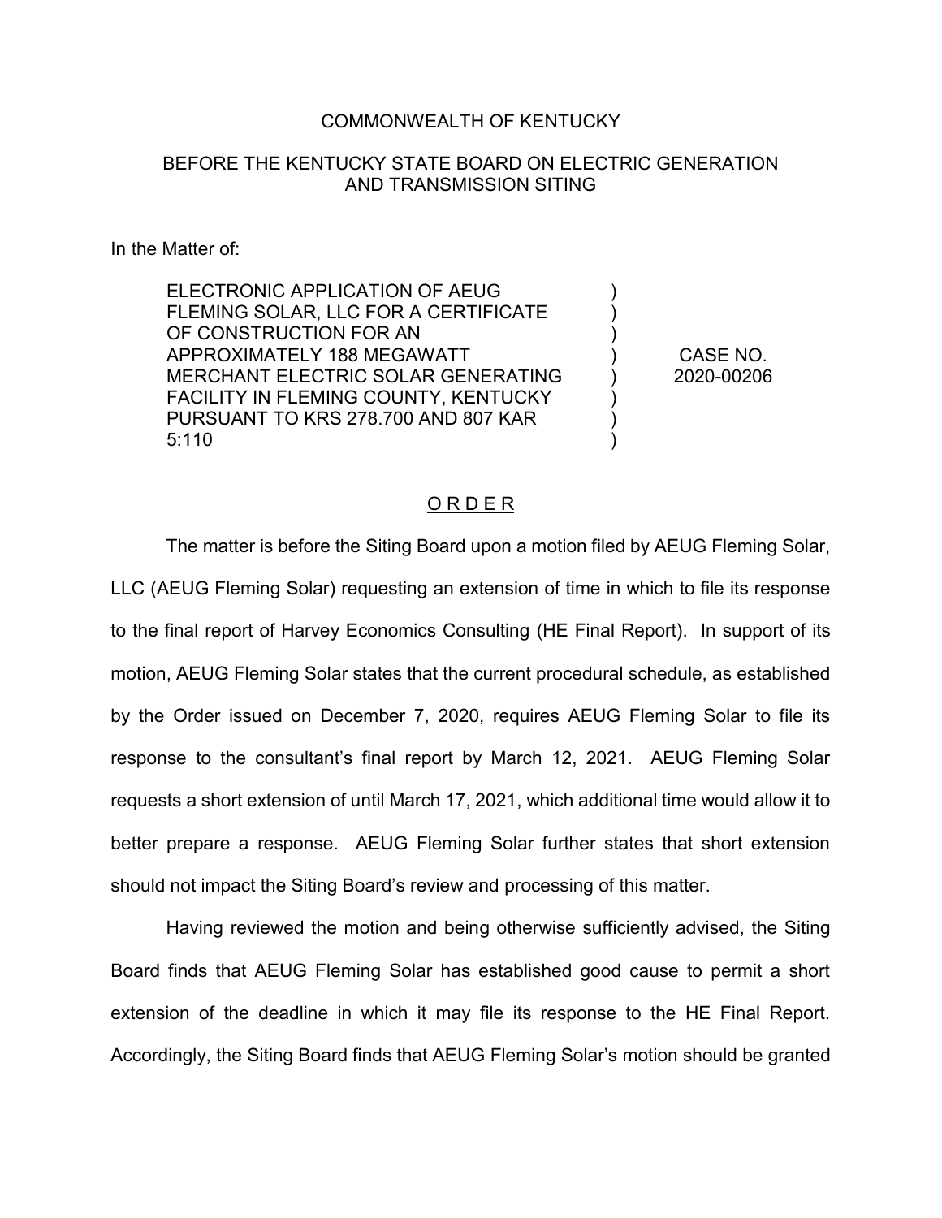COMMONWEALTH OF KENTUCKY

BEFORE THE KENTUCKY STATE BOARD ON ELECTRIC GENERATION AND TRANSMISSION SITING

In the Matter of:

| | | |
|---|---|---|
| ELECTRONIC APPLICATION OF AEUG FLEMING SOLAR, LLC FOR A CERTIFICATE OF CONSTRUCTION FOR AN APPROXIMATELY 188 MEGAWATT MERCHANT ELECTRIC SOLAR GENERATING FACILITY IN FLEMING COUNTY, KENTUCKY PURSUANT TO KRS 278.700 AND 807 KAR 5:110 | ) | CASE NO. 2020-00206 |

## O R D E R

The matter is before the Siting Board upon a motion filed by AEUG Fleming Solar, LLC (AEUG Fleming Solar) requesting an extension of time in which to file its response to the final report of Harvey Economics Consulting (HE Final Report). In support of its motion, AEUG Fleming Solar states that the current procedural schedule, as established by the Order issued on December 7, 2020, requires AEUG Fleming Solar to file its response to the consultant's final report by March 12, 2021. AEUG Fleming Solar requests a short extension of until March 17, 2021, which additional time would allow it to better prepare a response. AEUG Fleming Solar further states that short extension should not impact the Siting Board's review and processing of this matter.

Having reviewed the motion and being otherwise sufficiently advised, the Siting Board finds that AEUG Fleming Solar has established good cause to permit a short extension of the deadline in which it may file its response to the HE Final Report. Accordingly, the Siting Board finds that AEUG Fleming Solar's motion should be granted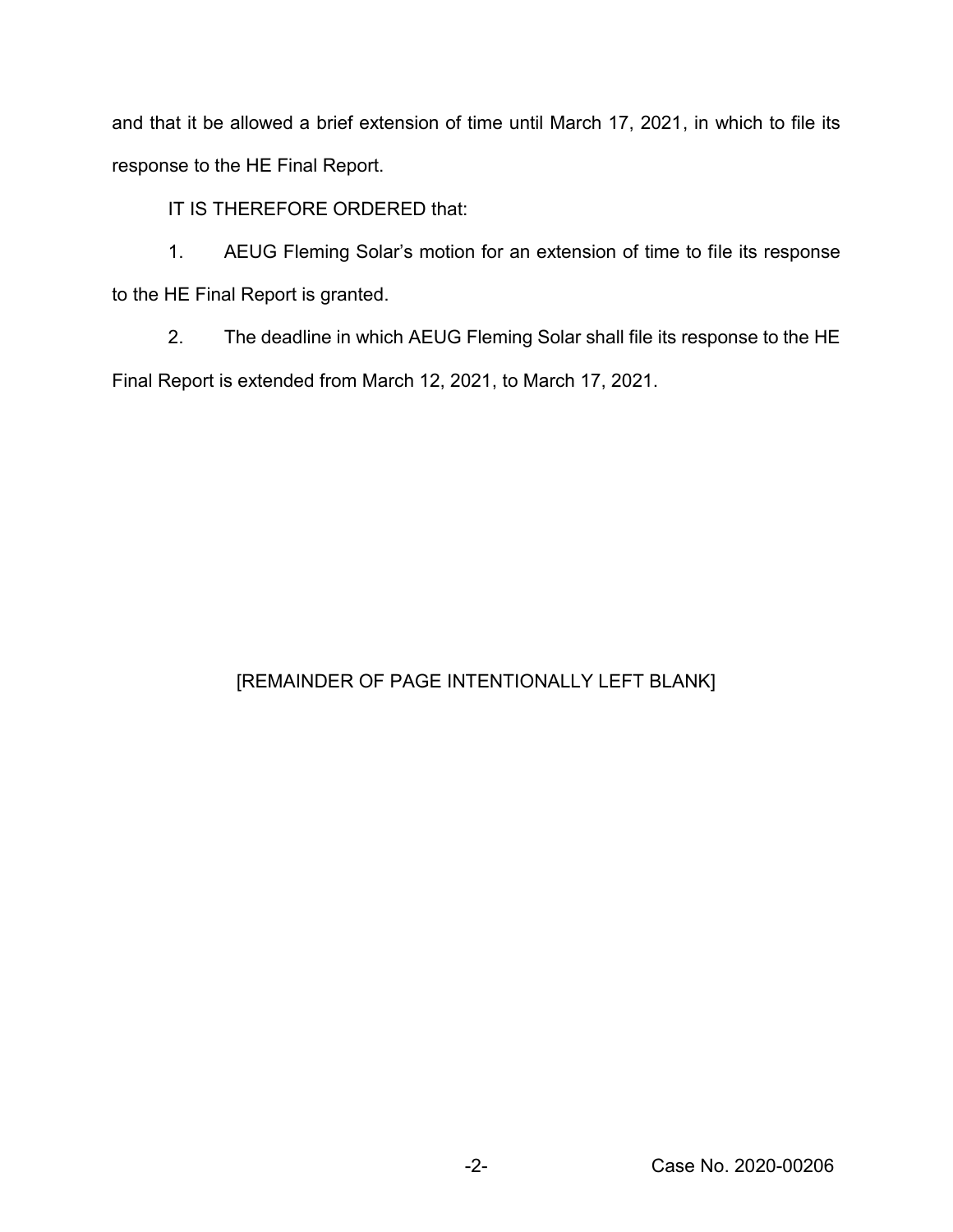and that it be allowed a brief extension of time until March 17, 2021, in which to file its response to the HE Final Report.

IT IS THEREFORE ORDERED that:

1. AEUG Fleming Solar's motion for an extension of time to file its response to the HE Final Report is granted.

2. The deadline in which AEUG Fleming Solar shall file its response to the HE Final Report is extended from March 12, 2021, to March 17, 2021.

[REMAINDER OF PAGE INTENTIONALLY LEFT BLANK]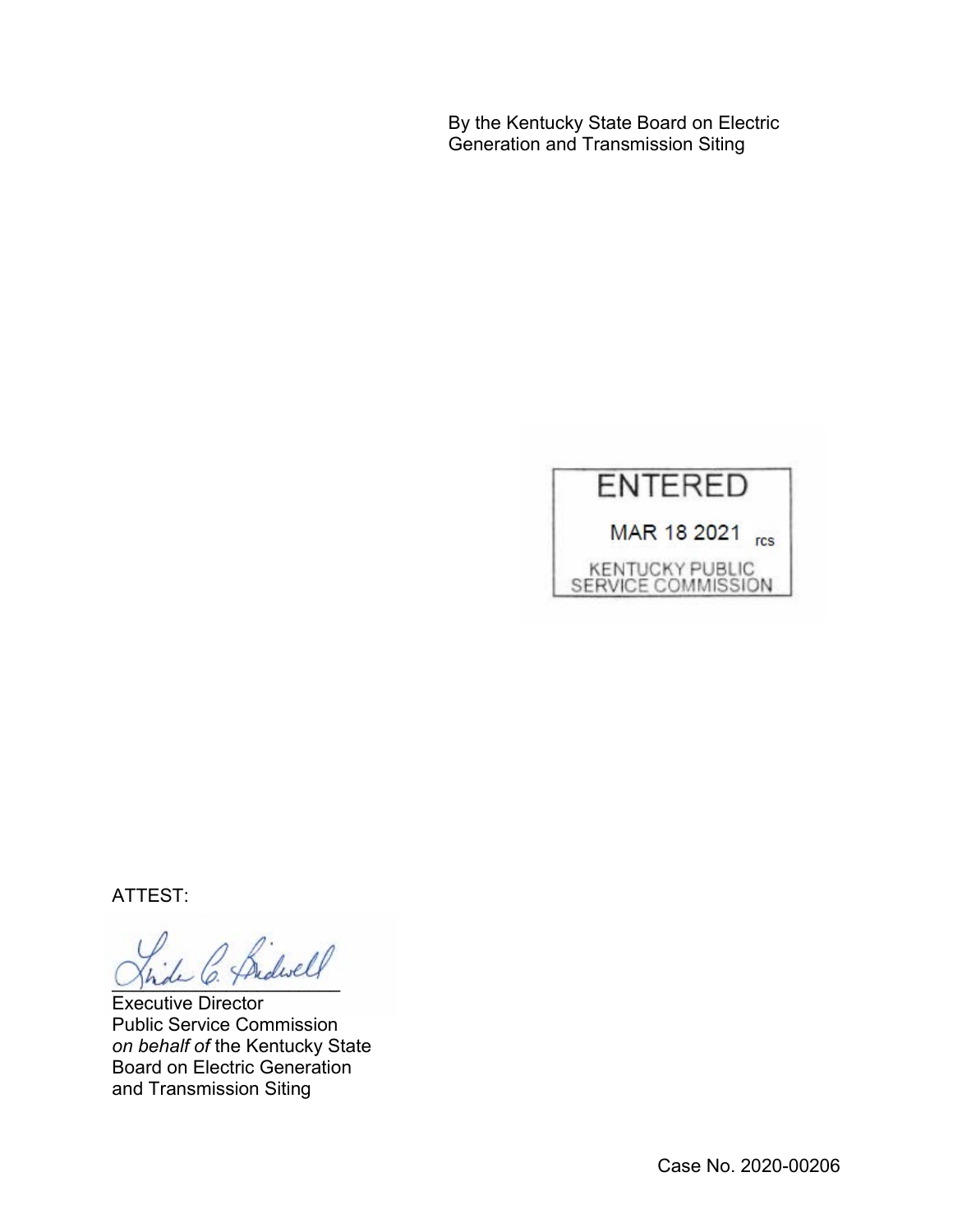By the Kentucky State Board on Electric Generation and Transmission Siting

ENTERED

MAR 18 2021 rcs

KENTUCKY PUBLIC SERVICE COMMISSION

ATTEST:

\_\_\_\_\_\_\_\_\_\_\_\_\_\_\_\_\_\_\_\_\_\_\_\_

Executive Director
Public Service Commission
*on behalf of* the Kentucky State Board on Electric Generation and Transmission Siting

Case No. 2020-00206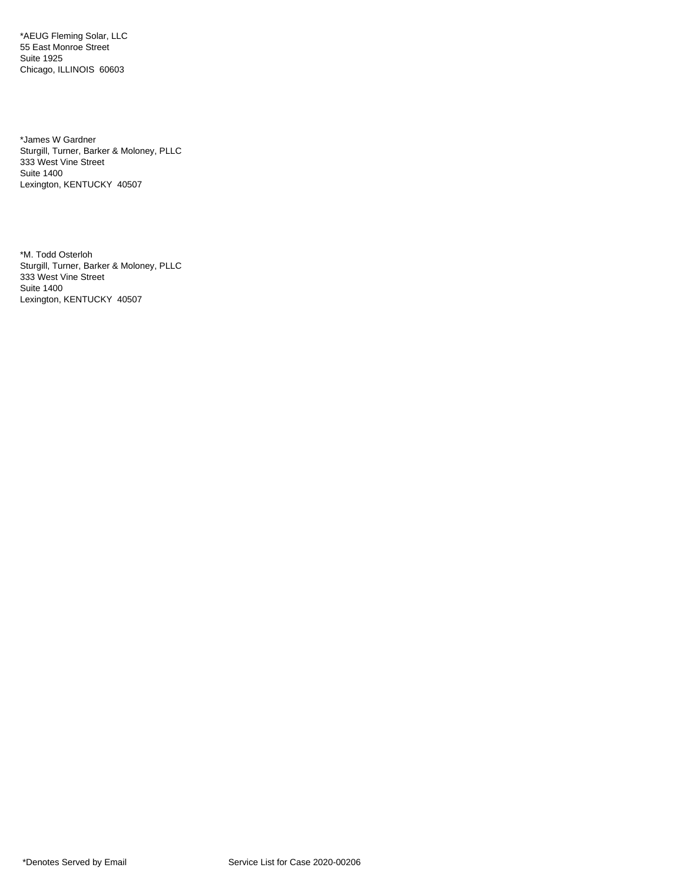*AEUG Fleming Solar, LLC
55 East Monroe Street
Suite 1925
Chicago, ILLINOIS 60603

*James W Gardner
Sturgill, Turner, Barker & Moloney, PLLC
333 West Vine Street
Suite 1400
Lexington, KENTUCKY 40507

*M. Todd Osterloh
Sturgill, Turner, Barker & Moloney, PLLC
333 West Vine Street
Suite 1400
Lexington, KENTUCKY 40507

*Denotes Served by Email

Service List for Case 2020-00206